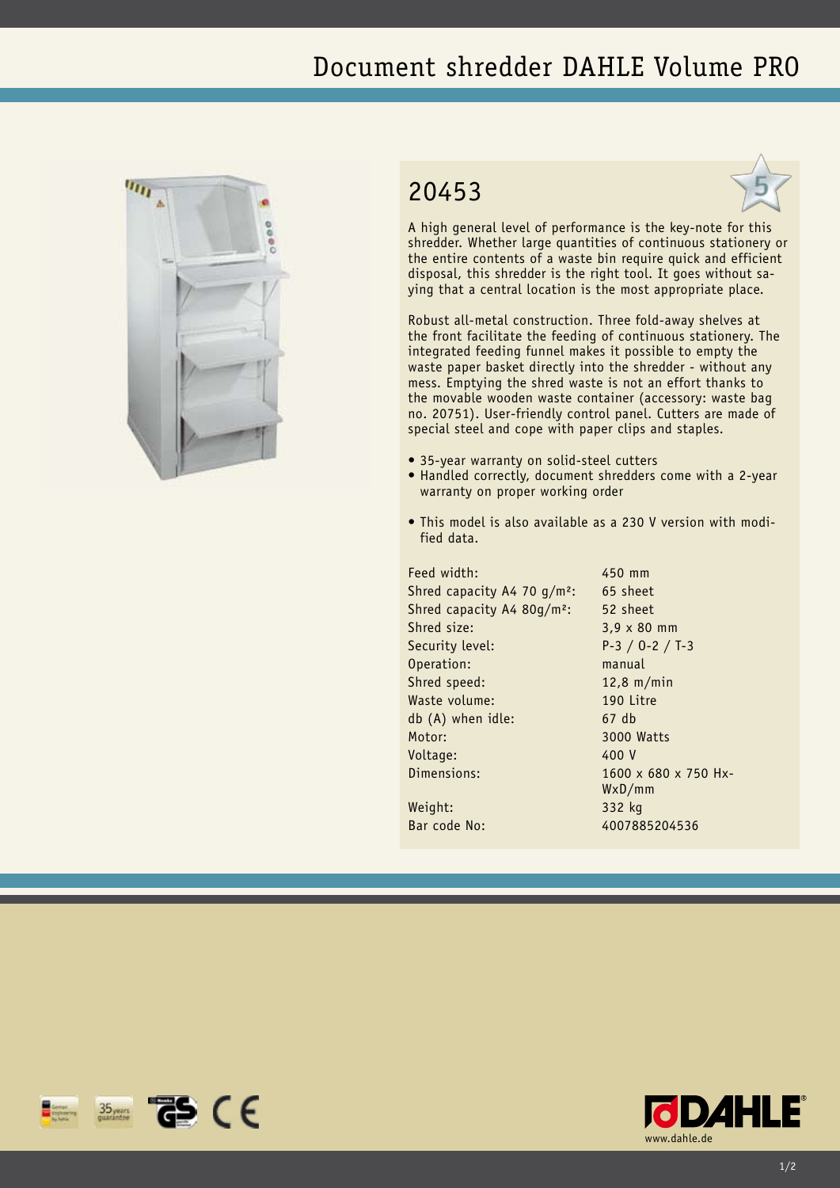# Document shredder DAHLE Volume PRO

## 20453

A high general level of performance is the key-note for this shredder. Whether large quantities of continuous stationery or the entire contents of a waste bin require quick and efficient disposal, this shredder is the right tool. It goes without saying that a central location is the most appropriate place.

Robust all-metal construction. Three fold-away shelves at the front facilitate the feeding of continuous stationery. The integrated feeding funnel makes it possible to empty the waste paper basket directly into the shredder - without any mess. Emptying the shred waste is not an effort thanks to the movable wooden waste container (accessory: waste bag no. 20751). User-friendly control panel. Cutters are made of special steel and cope with paper clips and staples.

- 35-year warranty on solid-steel cutters
- Handled correctly, document shredders come with a 2-year warranty on proper working order
- This model is also available as a 230 V version with modified data.

| | |
|---|---|
| Feed width: | 450 mm |
| Shred capacity A4 70 g/m²: | 65 sheet |
| Shred capacity A4 80g/m²: | 52 sheet |
| Shred size: | 3,9 x 80 mm |
| Security level: | P-3 / O-2 / T-3 |
| Operation: | manual |
| Shred speed: | 12,8 m/min |
| Waste volume: | 190 Litre |
| db (A) when idle: | 67 db |
| Motor: | 3000 Watts |
| Voltage: | 400 V |
| Dimensions: | 1600 x 680 x 750 HxWxD/mm |
| Weight: | 332 kg |
| Bar code No: | 4007885204536 |

www.dahle.de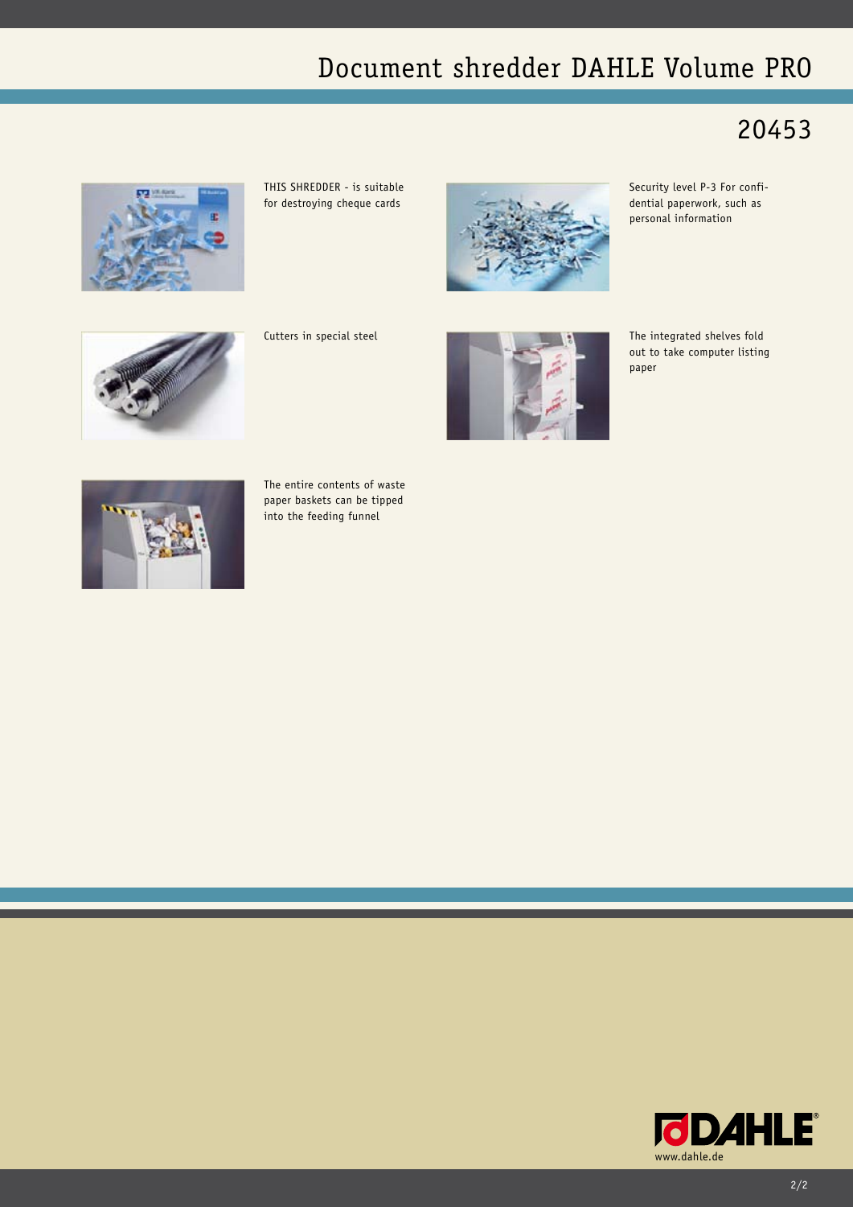# Document shredder DAHLE Volume PRO

## 20453

THIS SHREDDER - is suitable for destroying cheque cards

Security level P-3 For confidential paperwork, such as personal information

Cutters in special steel

The integrated shelves fold out to take computer listing paper

The entire contents of waste paper baskets can be tipped into the feeding funnel

www.dahle.de